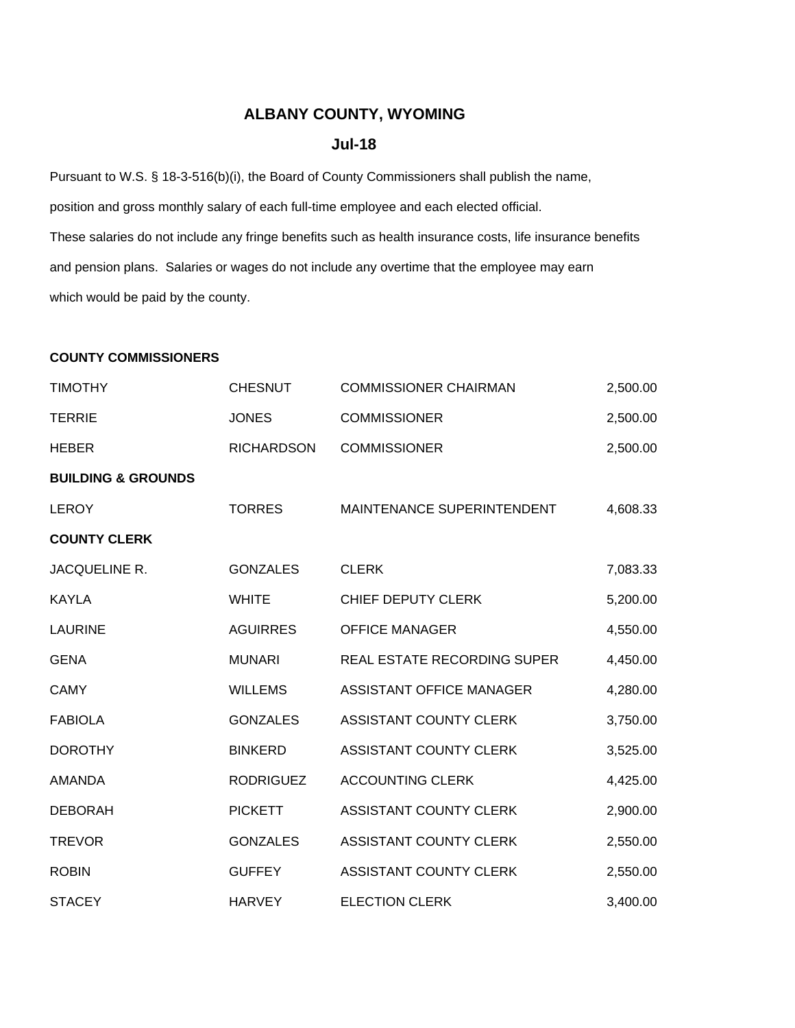# ALBANY COUNTY, WYOMING

## Jul-18

Pursuant to W.S. § 18-3-516(b)(i), the Board of County Commissioners shall publish the name, position and gross monthly salary of each full-time employee and each elected official. These salaries do not include any fringe benefits such as health insurance costs, life insurance benefits and pension plans. Salaries or wages do not include any overtime that the employee may earn which would be paid by the county.

| | | | |
|---|---|---|---|
| **COUNTY COMMISSIONERS** | | | |
| TIMOTHY | CHESNUT | COMMISSIONER CHAIRMAN | 2,500.00 |
| TERRIE | JONES | COMMISSIONER | 2,500.00 |
| HEBER | RICHARDSON | COMMISSIONER | 2,500.00 |
| **BUILDING & GROUNDS** | | | |
| LEROY | TORRES | MAINTENANCE SUPERINTENDENT | 4,608.33 |
| **COUNTY CLERK** | | | |
| JACQUELINE R. | GONZALES | CLERK | 7,083.33 |
| KAYLA | WHITE | CHIEF DEPUTY CLERK | 5,200.00 |
| LAURINE | AGUIRRES | OFFICE MANAGER | 4,550.00 |
| GENA | MUNARI | REAL ESTATE RECORDING SUPER | 4,450.00 |
| CAMY | WILLEMS | ASSISTANT OFFICE MANAGER | 4,280.00 |
| FABIOLA | GONZALES | ASSISTANT COUNTY CLERK | 3,750.00 |
| DOROTHY | BINKERD | ASSISTANT COUNTY CLERK | 3,525.00 |
| AMANDA | RODRIGUEZ | ACCOUNTING CLERK | 4,425.00 |
| DEBORAH | PICKETT | ASSISTANT COUNTY CLERK | 2,900.00 |
| TREVOR | GONZALES | ASSISTANT COUNTY CLERK | 2,550.00 |
| ROBIN | GUFFEY | ASSISTANT COUNTY CLERK | 2,550.00 |
| STACEY | HARVEY | ELECTION CLERK | 3,400.00 |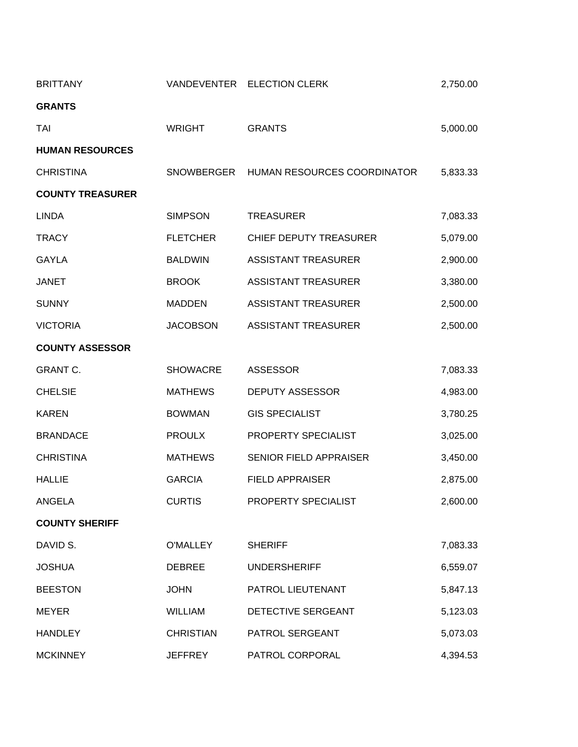| | | | |
|---|---|---|---|
| BRITTANY | VANDEVENTER | ELECTION CLERK | 2,750.00 |
| **GRANTS** | | | |
| TAI | WRIGHT | GRANTS | 5,000.00 |
| **HUMAN RESOURCES** | | | |
| CHRISTINA | SNOWBERGER | HUMAN RESOURCES COORDINATOR | 5,833.33 |
| **COUNTY TREASURER** | | | |
| LINDA | SIMPSON | TREASURER | 7,083.33 |
| TRACY | FLETCHER | CHIEF DEPUTY TREASURER | 5,079.00 |
| GAYLA | BALDWIN | ASSISTANT TREASURER | 2,900.00 |
| JANET | BROOK | ASSISTANT TREASURER | 3,380.00 |
| SUNNY | MADDEN | ASSISTANT TREASURER | 2,500.00 |
| VICTORIA | JACOBSON | ASSISTANT TREASURER | 2,500.00 |
| **COUNTY ASSESSOR** | | | |
| GRANT C. | SHOWACRE | ASSESSOR | 7,083.33 |
| CHELSIE | MATHEWS | DEPUTY ASSESSOR | 4,983.00 |
| KAREN | BOWMAN | GIS SPECIALIST | 3,780.25 |
| BRANDACE | PROULX | PROPERTY SPECIALIST | 3,025.00 |
| CHRISTINA | MATHEWS | SENIOR FIELD APPRAISER | 3,450.00 |
| HALLIE | GARCIA | FIELD APPRAISER | 2,875.00 |
| ANGELA | CURTIS | PROPERTY SPECIALIST | 2,600.00 |
| **COUNTY SHERIFF** | | | |
| DAVID S. | O'MALLEY | SHERIFF | 7,083.33 |
| JOSHUA | DEBREE | UNDERSHERIFF | 6,559.07 |
| BEESTON | JOHN | PATROL LIEUTENANT | 5,847.13 |
| MEYER | WILLIAM | DETECTIVE SERGEANT | 5,123.03 |
| HANDLEY | CHRISTIAN | PATROL SERGEANT | 5,073.03 |
| MCKINNEY | JEFFREY | PATROL CORPORAL | 4,394.53 |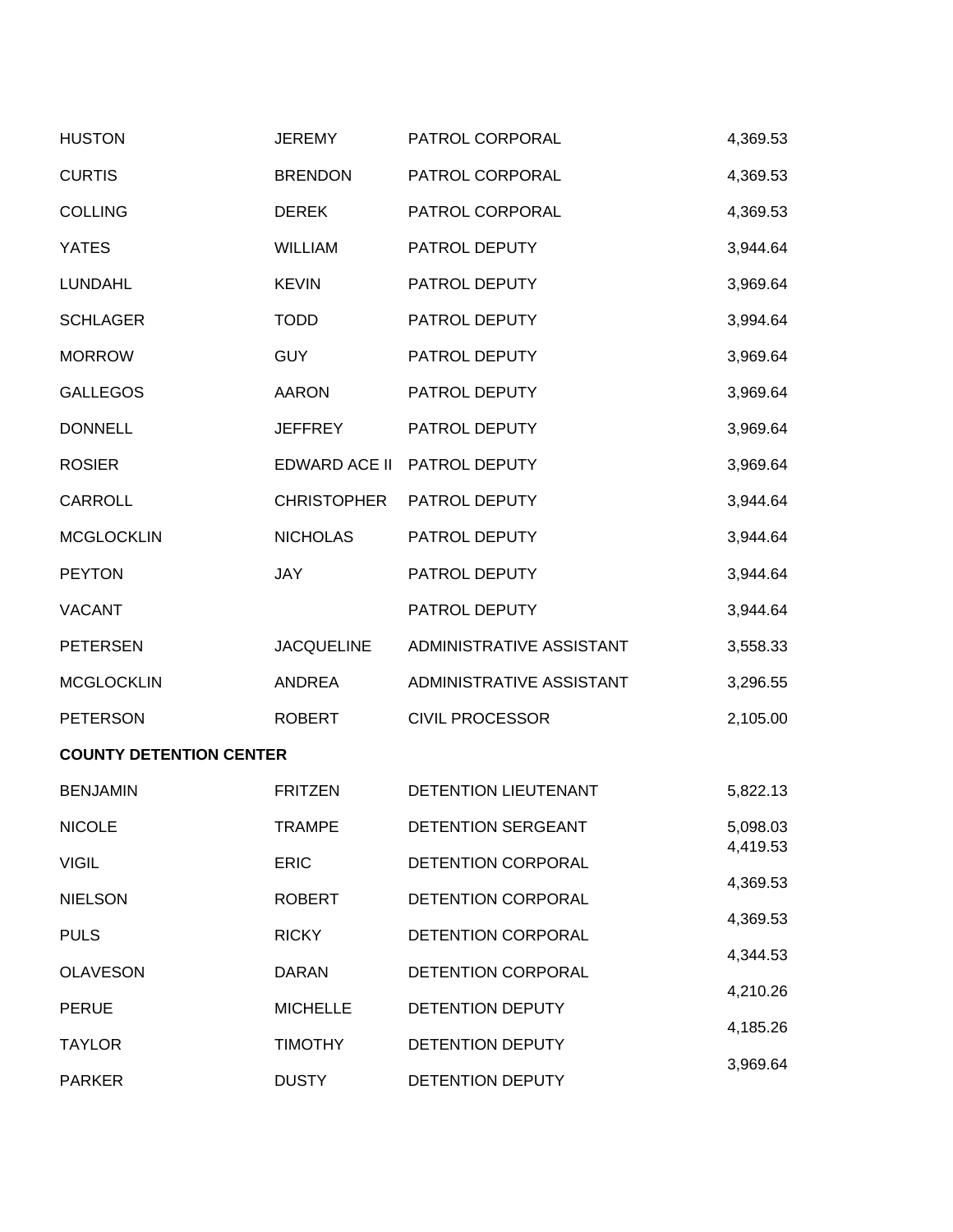| | | | |
|---|---|---|---|
| HUSTON | JEREMY | PATROL CORPORAL | 4,369.53 |
| CURTIS | BRENDON | PATROL CORPORAL | 4,369.53 |
| COLLING | DEREK | PATROL CORPORAL | 4,369.53 |
| YATES | WILLIAM | PATROL DEPUTY | 3,944.64 |
| LUNDAHL | KEVIN | PATROL DEPUTY | 3,969.64 |
| SCHLAGER | TODD | PATROL DEPUTY | 3,994.64 |
| MORROW | GUY | PATROL DEPUTY | 3,969.64 |
| GALLEGOS | AARON | PATROL DEPUTY | 3,969.64 |
| DONNELL | JEFFREY | PATROL DEPUTY | 3,969.64 |
| ROSIER | EDWARD ACE II | PATROL DEPUTY | 3,969.64 |
| CARROLL | CHRISTOPHER | PATROL DEPUTY | 3,944.64 |
| MCGLOCKLIN | NICHOLAS | PATROL DEPUTY | 3,944.64 |
| PEYTON | JAY | PATROL DEPUTY | 3,944.64 |
| VACANT | | PATROL DEPUTY | 3,944.64 |
| PETERSEN | JACQUELINE | ADMINISTRATIVE ASSISTANT | 3,558.33 |
| MCGLOCKLIN | ANDREA | ADMINISTRATIVE ASSISTANT | 3,296.55 |
| PETERSON | ROBERT | CIVIL PROCESSOR | 2,105.00 |
| **COUNTY DETENTION CENTER** | | | |
| BENJAMIN | FRITZEN | DETENTION LIEUTENANT | 5,822.13 |
| NICOLE | TRAMPE | DETENTION SERGEANT | 5,098.03 |
| VIGIL | ERIC | DETENTION CORPORAL | 4,419.53 |
| NIELSON | ROBERT | DETENTION CORPORAL | 4,369.53 |
| PULS | RICKY | DETENTION CORPORAL | 4,369.53 |
| OLAVESON | DARAN | DETENTION CORPORAL | 4,344.53 |
| PERUE | MICHELLE | DETENTION DEPUTY | 4,210.26 |
| TAYLOR | TIMOTHY | DETENTION DEPUTY | 4,185.26 |
| PARKER | DUSTY | DETENTION DEPUTY | 3,969.64 |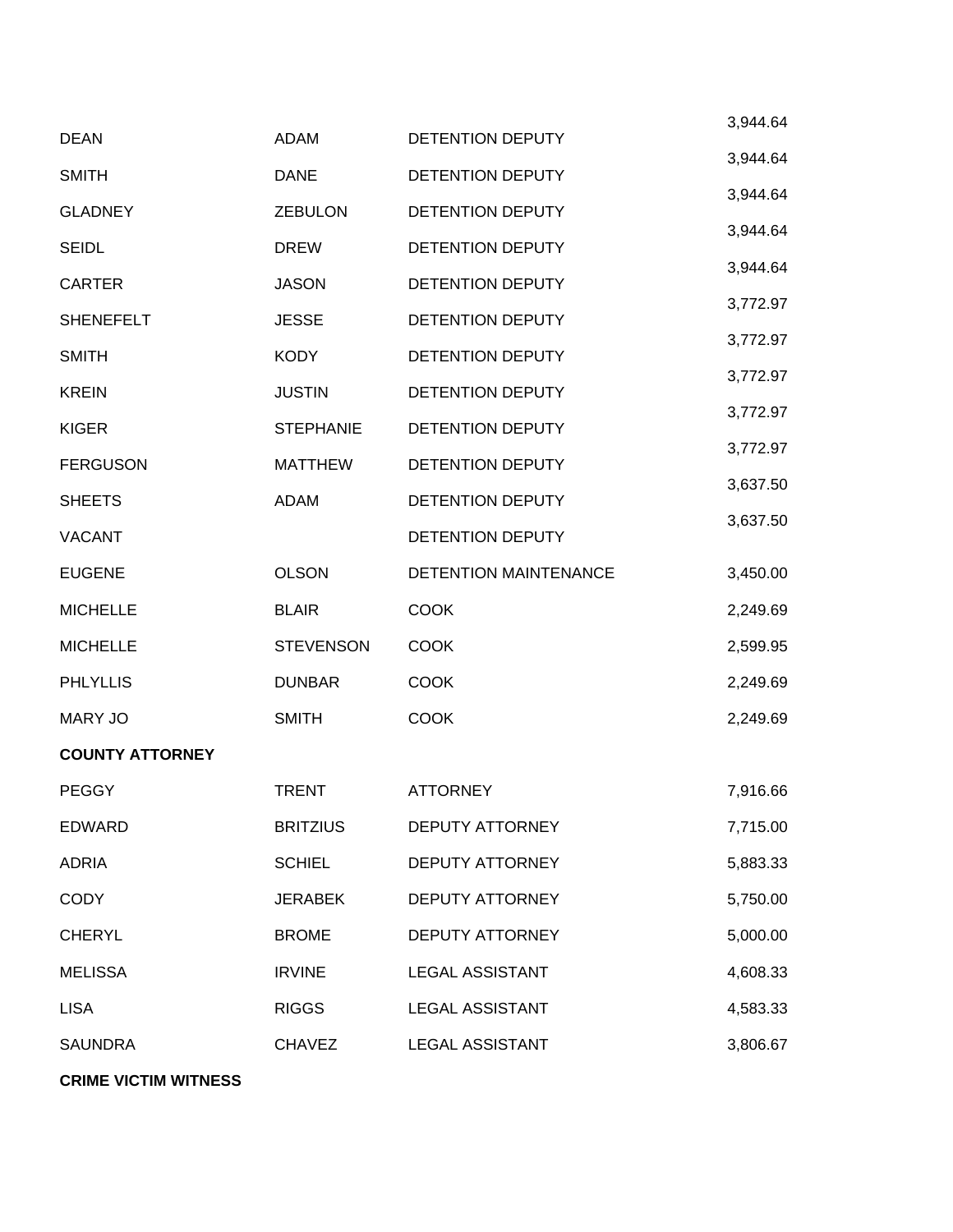| | | | |
|---|---|---|---|
| DEAN | ADAM | DETENTION DEPUTY | 3,944.64 |
| SMITH | DANE | DETENTION DEPUTY | 3,944.64 |
| GLADNEY | ZEBULON | DETENTION DEPUTY | 3,944.64 |
| SEIDL | DREW | DETENTION DEPUTY | 3,944.64 |
| CARTER | JASON | DETENTION DEPUTY | 3,944.64 |
| SHENEFELT | JESSE | DETENTION DEPUTY | 3,772.97 |
| SMITH | KODY | DETENTION DEPUTY | 3,772.97 |
| KREIN | JUSTIN | DETENTION DEPUTY | 3,772.97 |
| KIGER | STEPHANIE | DETENTION DEPUTY | 3,772.97 |
| FERGUSON | MATTHEW | DETENTION DEPUTY | 3,772.97 |
| SHEETS | ADAM | DETENTION DEPUTY | 3,637.50 |
| VACANT | | DETENTION DEPUTY | 3,637.50 |
| EUGENE | OLSON | DETENTION MAINTENANCE | 3,450.00 |
| MICHELLE | BLAIR | COOK | 2,249.69 |
| MICHELLE | STEVENSON | COOK | 2,599.95 |
| PHLYLLIS | DUNBAR | COOK | 2,249.69 |
| MARY JO | SMITH | COOK | 2,249.69 |
| **COUNTY ATTORNEY** | | | |
| PEGGY | TRENT | ATTORNEY | 7,916.66 |
| EDWARD | BRITZIUS | DEPUTY ATTORNEY | 7,715.00 |
| ADRIA | SCHIEL | DEPUTY ATTORNEY | 5,883.33 |
| CODY | JERABEK | DEPUTY ATTORNEY | 5,750.00 |
| CHERYL | BROME | DEPUTY ATTORNEY | 5,000.00 |
| MELISSA | IRVINE | LEGAL ASSISTANT | 4,608.33 |
| LISA | RIGGS | LEGAL ASSISTANT | 4,583.33 |
| SAUNDRA | CHAVEZ | LEGAL ASSISTANT | 3,806.67 |
| **CRIME VICTIM WITNESS** | | | |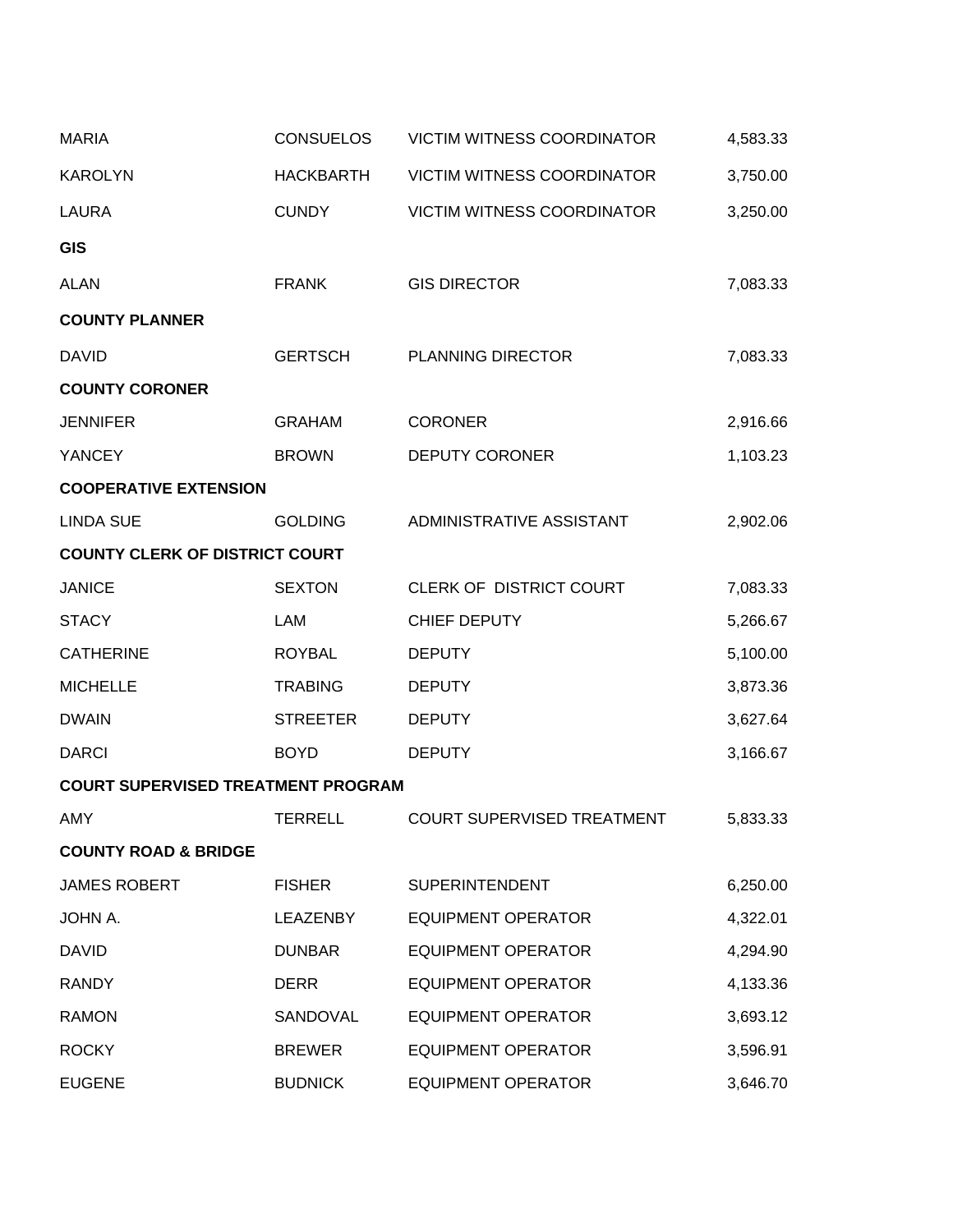| | | | |
|---|---|---|---|
| MARIA | CONSUELOS | VICTIM WITNESS COORDINATOR | 4,583.33 |
| KAROLYN | HACKBARTH | VICTIM WITNESS COORDINATOR | 3,750.00 |
| LAURA | CUNDY | VICTIM WITNESS COORDINATOR | 3,250.00 |
| **GIS** | | | |
| ALAN | FRANK | GIS DIRECTOR | 7,083.33 |
| **COUNTY PLANNER** | | | |
| DAVID | GERTSCH | PLANNING DIRECTOR | 7,083.33 |
| **COUNTY CORONER** | | | |
| JENNIFER | GRAHAM | CORONER | 2,916.66 |
| YANCEY | BROWN | DEPUTY CORONER | 1,103.23 |
| **COOPERATIVE EXTENSION** | | | |
| LINDA SUE | GOLDING | ADMINISTRATIVE ASSISTANT | 2,902.06 |
| **COUNTY CLERK OF DISTRICT COURT** | | | |
| JANICE | SEXTON | CLERK OF DISTRICT COURT | 7,083.33 |
| STACY | LAM | CHIEF DEPUTY | 5,266.67 |
| CATHERINE | ROYBAL | DEPUTY | 5,100.00 |
| MICHELLE | TRABING | DEPUTY | 3,873.36 |
| DWAIN | STREETER | DEPUTY | 3,627.64 |
| DARCI | BOYD | DEPUTY | 3,166.67 |
| **COURT SUPERVISED TREATMENT PROGRAM** | | | |
| AMY | TERRELL | COURT SUPERVISED TREATMENT | 5,833.33 |
| **COUNTY ROAD & BRIDGE** | | | |
| JAMES ROBERT | FISHER | SUPERINTENDENT | 6,250.00 |
| JOHN A. | LEAZENBY | EQUIPMENT OPERATOR | 4,322.01 |
| DAVID | DUNBAR | EQUIPMENT OPERATOR | 4,294.90 |
| RANDY | DERR | EQUIPMENT OPERATOR | 4,133.36 |
| RAMON | SANDOVAL | EQUIPMENT OPERATOR | 3,693.12 |
| ROCKY | BREWER | EQUIPMENT OPERATOR | 3,596.91 |
| EUGENE | BUDNICK | EQUIPMENT OPERATOR | 3,646.70 |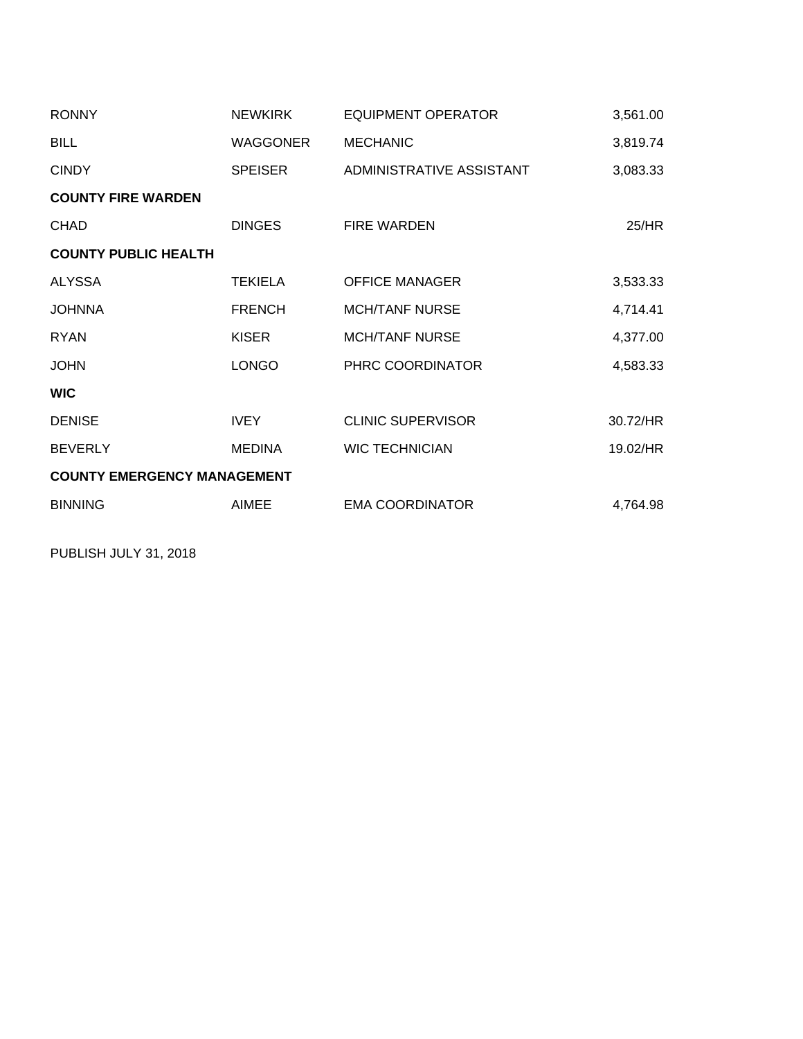| | | | |
|---|---|---|---|
| RONNY | NEWKIRK | EQUIPMENT OPERATOR | 3,561.00 |
| BILL | WAGGONER | MECHANIC | 3,819.74 |
| CINDY | SPEISER | ADMINISTRATIVE ASSISTANT | 3,083.33 |
| **COUNTY FIRE WARDEN** | | | |
| CHAD | DINGES | FIRE WARDEN | 25/HR |
| **COUNTY PUBLIC HEALTH** | | | |
| ALYSSA | TEKIELA | OFFICE MANAGER | 3,533.33 |
| JOHNNA | FRENCH | MCH/TANF NURSE | 4,714.41 |
| RYAN | KISER | MCH/TANF NURSE | 4,377.00 |
| JOHN | LONGO | PHRC COORDINATOR | 4,583.33 |
| **WIC** | | | |
| DENISE | IVEY | CLINIC SUPERVISOR | 30.72/HR |
| BEVERLY | MEDINA | WIC TECHNICIAN | 19.02/HR |
| **COUNTY EMERGENCY MANAGEMENT** | | | |
| BINNING | AIMEE | EMA COORDINATOR | 4,764.98 |

PUBLISH JULY 31, 2018